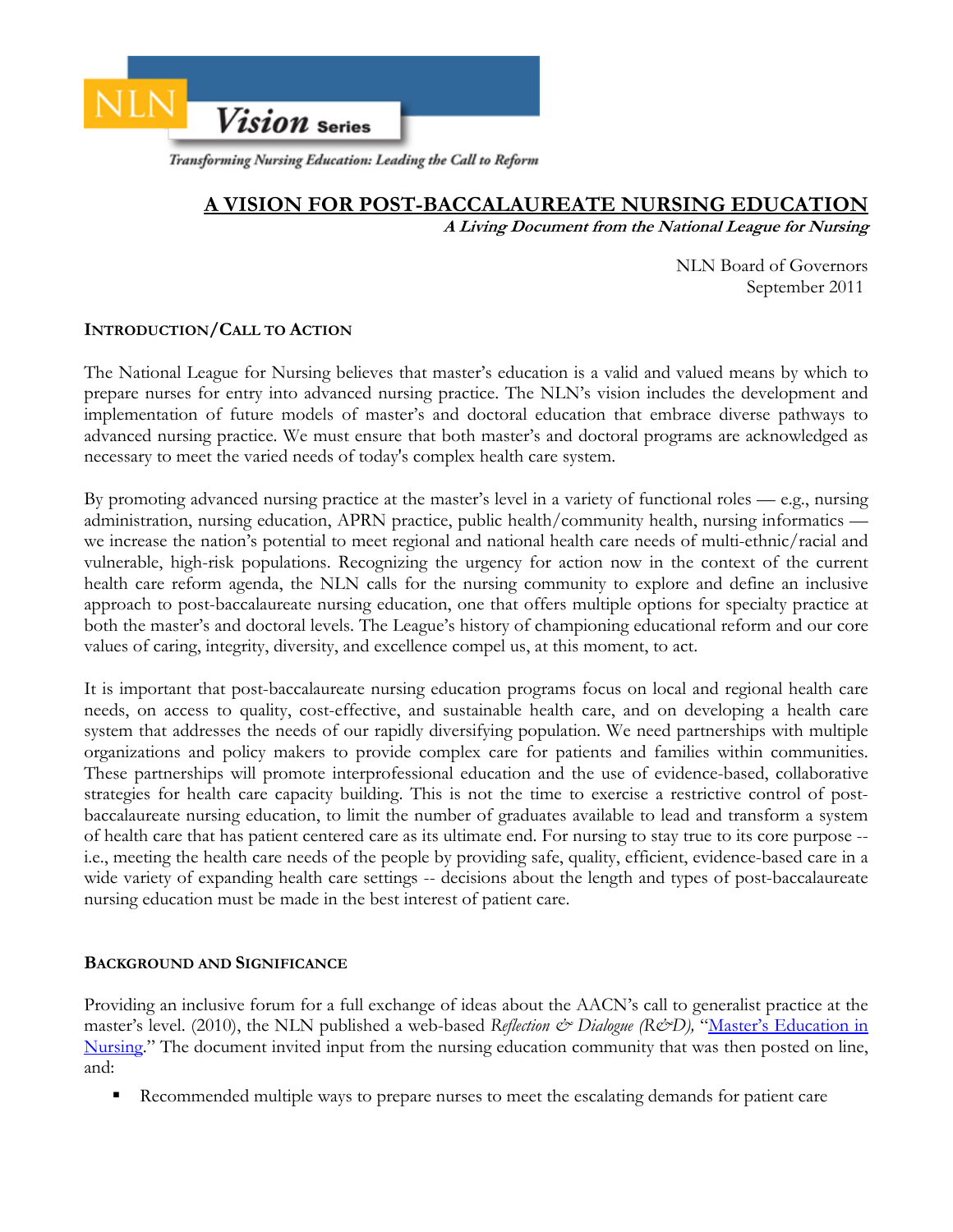NLN **Vision** Series

*Transforming Nursing Education: Leading the Call to Reform*

# A VISION FOR POST-BACCALAUREATE NURSING EDUCATION

***A Living Document from the National League for Nursing***

NLN Board of Governors
September 2011

## INTRODUCTION/CALL TO ACTION

The National League for Nursing believes that master's education is a valid and valued means by which to prepare nurses for entry into advanced nursing practice. The NLN's vision includes the development and implementation of future models of master's and doctoral education that embrace diverse pathways to advanced nursing practice. We must ensure that both master's and doctoral programs are acknowledged as necessary to meet the varied needs of today's complex health care system.

By promoting advanced nursing practice at the master's level in a variety of functional roles — e.g., nursing administration, nursing education, APRN practice, public health/community health, nursing informatics — we increase the nation's potential to meet regional and national health care needs of multi-ethnic/racial and vulnerable, high-risk populations. Recognizing the urgency for action now in the context of the current health care reform agenda, the NLN calls for the nursing community to explore and define an inclusive approach to post-baccalaureate nursing education, one that offers multiple options for specialty practice at both the master's and doctoral levels. The League's history of championing educational reform and our core values of caring, integrity, diversity, and excellence compel us, at this moment, to act.

It is important that post-baccalaureate nursing education programs focus on local and regional health care needs, on access to quality, cost-effective, and sustainable health care, and on developing a health care system that addresses the needs of our rapidly diversifying population. We need partnerships with multiple organizations and policy makers to provide complex care for patients and families within communities. These partnerships will promote interprofessional education and the use of evidence-based, collaborative strategies for health care capacity building. This is not the time to exercise a restrictive control of post-baccalaureate nursing education, to limit the number of graduates available to lead and transform a system of health care that has patient centered care as its ultimate end. For nursing to stay true to its core purpose -- i.e., meeting the health care needs of the people by providing safe, quality, efficient, evidence-based care in a wide variety of expanding health care settings -- decisions about the length and types of post-baccalaureate nursing education must be made in the best interest of patient care.

## BACKGROUND AND SIGNIFICANCE

Providing an inclusive forum for a full exchange of ideas about the AACN's call to generalist practice at the master's level. (2010), the NLN published a web-based *Reflection & Dialogue (R&D)*, "[Master's Education in Nursing](Master's Education in Nursing)." The document invited input from the nursing education community that was then posted on line, and:

- Recommended multiple ways to prepare nurses to meet the escalating demands for patient care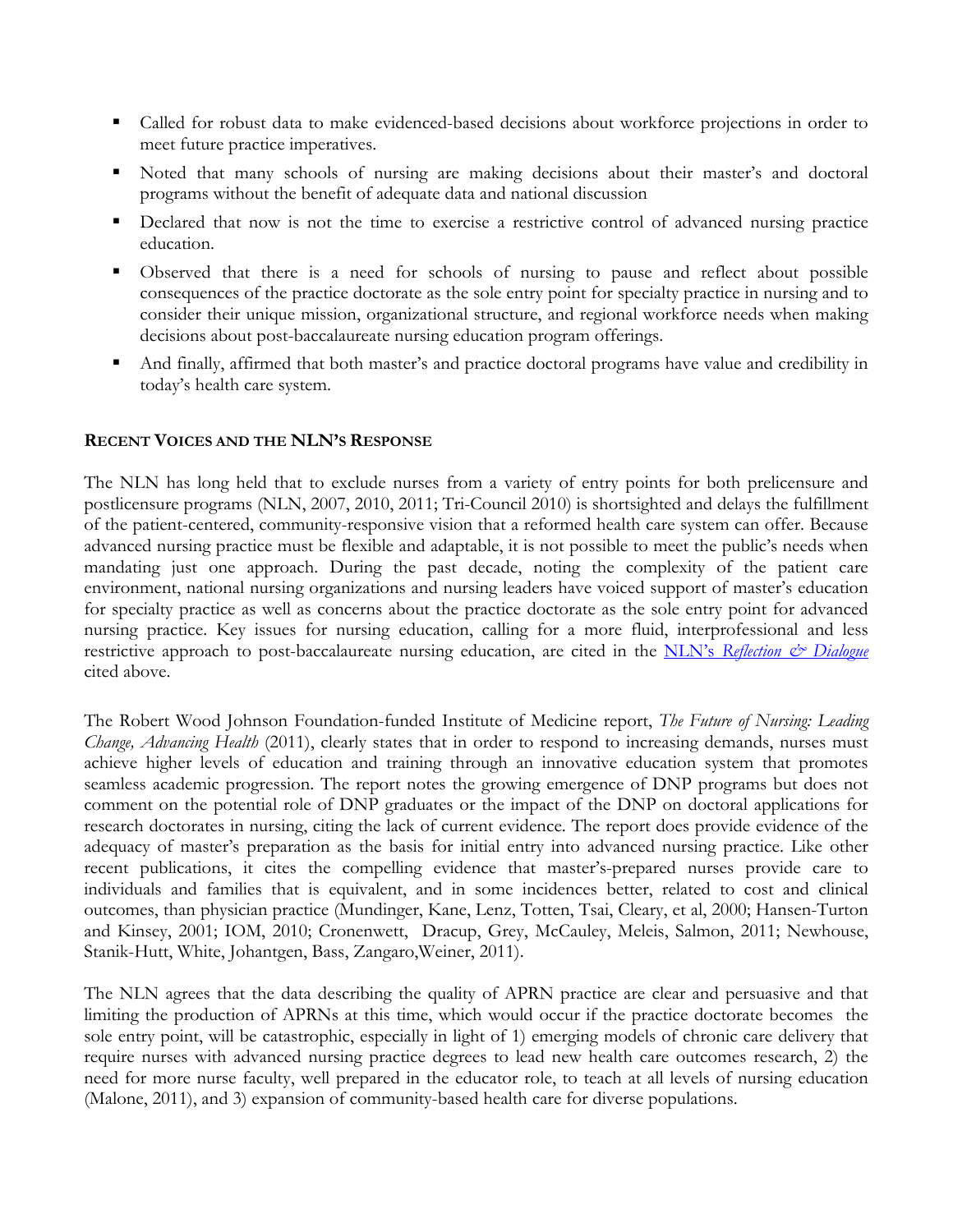- Called for robust data to make evidenced-based decisions about workforce projections in order to meet future practice imperatives.
- Noted that many schools of nursing are making decisions about their master's and doctoral programs without the benefit of adequate data and national discussion
- Declared that now is not the time to exercise a restrictive control of advanced nursing practice education.
- Observed that there is a need for schools of nursing to pause and reflect about possible consequences of the practice doctorate as the sole entry point for specialty practice in nursing and to consider their unique mission, organizational structure, and regional workforce needs when making decisions about post-baccalaureate nursing education program offerings.
- And finally, affirmed that both master's and practice doctoral programs have value and credibility in today's health care system.

## RECENT VOICES AND THE NLN'S RESPONSE

The NLN has long held that to exclude nurses from a variety of entry points for both prelicensure and postlicensure programs (NLN, 2007, 2010, 2011; Tri-Council 2010) is shortsighted and delays the fulfillment of the patient-centered, community-responsive vision that a reformed health care system can offer. Because advanced nursing practice must be flexible and adaptable, it is not possible to meet the public's needs when mandating just one approach. During the past decade, noting the complexity of the patient care environment, national nursing organizations and nursing leaders have voiced support of master's education for specialty practice as well as concerns about the practice doctorate as the sole entry point for advanced nursing practice. Key issues for nursing education, calling for a more fluid, interprofessional and less restrictive approach to post-baccalaureate nursing education, are cited in the NLN's *Reflection & Dialogue* cited above.

The Robert Wood Johnson Foundation-funded Institute of Medicine report, *The Future of Nursing: Leading Change, Advancing Health* (2011), clearly states that in order to respond to increasing demands, nurses must achieve higher levels of education and training through an innovative education system that promotes seamless academic progression. The report notes the growing emergence of DNP programs but does not comment on the potential role of DNP graduates or the impact of the DNP on doctoral applications for research doctorates in nursing, citing the lack of current evidence. The report does provide evidence of the adequacy of master's preparation as the basis for initial entry into advanced nursing practice. Like other recent publications, it cites the compelling evidence that master's-prepared nurses provide care to individuals and families that is equivalent, and in some incidences better, related to cost and clinical outcomes, than physician practice (Mundinger, Kane, Lenz, Totten, Tsai, Cleary, et al, 2000; Hansen-Turton and Kinsey, 2001; IOM, 2010; Cronenwett, Dracup, Grey, McCauley, Meleis, Salmon, 2011; Newhouse, Stanik-Hutt, White, Johantgen, Bass, Zangaro,Weiner, 2011).

The NLN agrees that the data describing the quality of APRN practice are clear and persuasive and that limiting the production of APRNs at this time, which would occur if the practice doctorate becomes the sole entry point, will be catastrophic, especially in light of 1) emerging models of chronic care delivery that require nurses with advanced nursing practice degrees to lead new health care outcomes research, 2) the need for more nurse faculty, well prepared in the educator role, to teach at all levels of nursing education (Malone, 2011), and 3) expansion of community-based health care for diverse populations.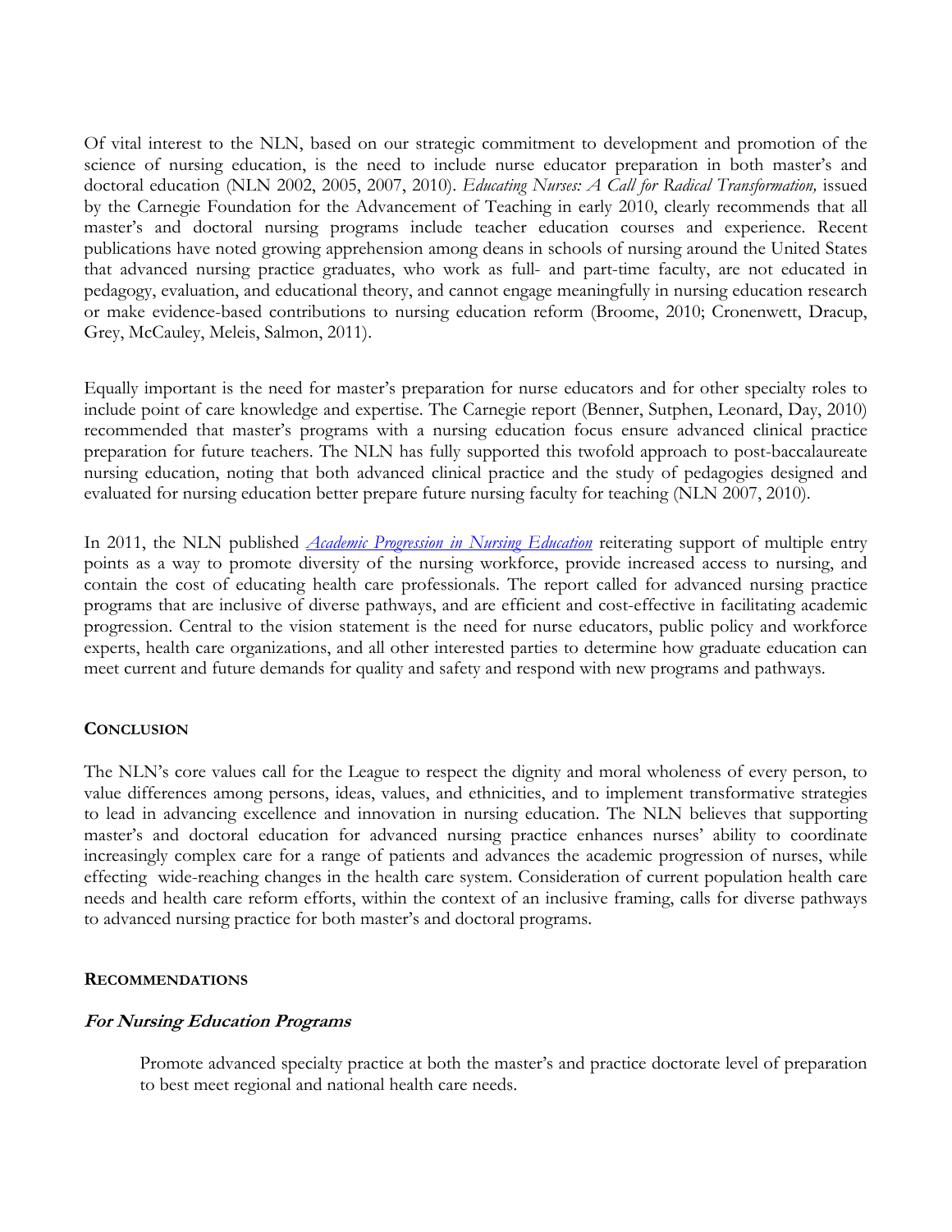Of vital interest to the NLN, based on our strategic commitment to development and promotion of the science of nursing education, is the need to include nurse educator preparation in both master's and doctoral education (NLN 2002, 2005, 2007, 2010). *Educating Nurses: A Call for Radical Transformation,* issued by the Carnegie Foundation for the Advancement of Teaching in early 2010, clearly recommends that all master's and doctoral nursing programs include teacher education courses and experience. Recent publications have noted growing apprehension among deans in schools of nursing around the United States that advanced nursing practice graduates, who work as full- and part-time faculty, are not educated in pedagogy, evaluation, and educational theory, and cannot engage meaningfully in nursing education research or make evidence-based contributions to nursing education reform (Broome, 2010; Cronenwett, Dracup, Grey, McCauley, Meleis, Salmon, 2011).

Equally important is the need for master's preparation for nurse educators and for other specialty roles to include point of care knowledge and expertise. The Carnegie report (Benner, Sutphen, Leonard, Day, 2010) recommended that master's programs with a nursing education focus ensure advanced clinical practice preparation for future teachers. The NLN has fully supported this twofold approach to post-baccalaureate nursing education, noting that both advanced clinical practice and the study of pedagogies designed and evaluated for nursing education better prepare future nursing faculty for teaching (NLN 2007, 2010).

In 2011, the NLN published *Academic Progression in Nursing Education* reiterating support of multiple entry points as a way to promote diversity of the nursing workforce, provide increased access to nursing, and contain the cost of educating health care professionals. The report called for advanced nursing practice programs that are inclusive of diverse pathways, and are efficient and cost-effective in facilitating academic progression. Central to the vision statement is the need for nurse educators, public policy and workforce experts, health care organizations, and all other interested parties to determine how graduate education can meet current and future demands for quality and safety and respond with new programs and pathways.

## CONCLUSION

The NLN's core values call for the League to respect the dignity and moral wholeness of every person, to value differences among persons, ideas, values, and ethnicities, and to implement transformative strategies to lead in advancing excellence and innovation in nursing education. The NLN believes that supporting master's and doctoral education for advanced nursing practice enhances nurses' ability to coordinate increasingly complex care for a range of patients and advances the academic progression of nurses, while effecting wide-reaching changes in the health care system. Consideration of current population health care needs and health care reform efforts, within the context of an inclusive framing, calls for diverse pathways to advanced nursing practice for both master's and doctoral programs.

## RECOMMENDATIONS

### *For Nursing Education Programs*

Promote advanced specialty practice at both the master's and practice doctorate level of preparation to best meet regional and national health care needs.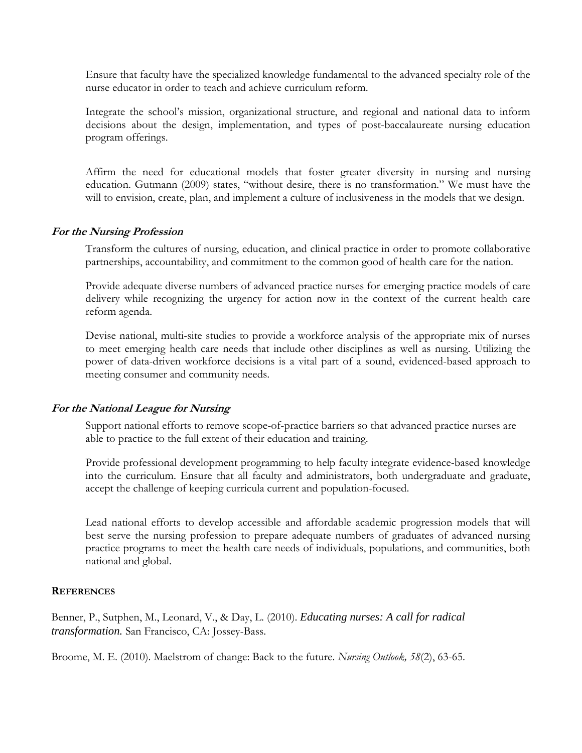Ensure that faculty have the specialized knowledge fundamental to the advanced specialty role of the nurse educator in order to teach and achieve curriculum reform.

Integrate the school's mission, organizational structure, and regional and national data to inform decisions about the design, implementation, and types of post-baccalaureate nursing education program offerings.

Affirm the need for educational models that foster greater diversity in nursing and nursing education. Gutmann (2009) states, "without desire, there is no transformation." We must have the will to envision, create, plan, and implement a culture of inclusiveness in the models that we design.

### *For the Nursing Profession*

Transform the cultures of nursing, education, and clinical practice in order to promote collaborative partnerships, accountability, and commitment to the common good of health care for the nation.

Provide adequate diverse numbers of advanced practice nurses for emerging practice models of care delivery while recognizing the urgency for action now in the context of the current health care reform agenda.

Devise national, multi-site studies to provide a workforce analysis of the appropriate mix of nurses to meet emerging health care needs that include other disciplines as well as nursing. Utilizing the power of data-driven workforce decisions is a vital part of a sound, evidenced-based approach to meeting consumer and community needs.

### *For the National League for Nursing*

Support national efforts to remove scope-of-practice barriers so that advanced practice nurses are able to practice to the full extent of their education and training.

Provide professional development programming to help faculty integrate evidence-based knowledge into the curriculum. Ensure that all faculty and administrators, both undergraduate and graduate, accept the challenge of keeping curricula current and population-focused.

Lead national efforts to develop accessible and affordable academic progression models that will best serve the nursing profession to prepare adequate numbers of graduates of advanced nursing practice programs to meet the health care needs of individuals, populations, and communities, both national and global.

## **REFERENCES**

Benner, P., Sutphen, M., Leonard, V., & Day, L. (2010). *Educating nurses: A call for radical transformation.* San Francisco, CA: Jossey-Bass.

Broome, M. E. (2010). Maelstrom of change: Back to the future. *Nursing Outlook, 58*(2), 63-65.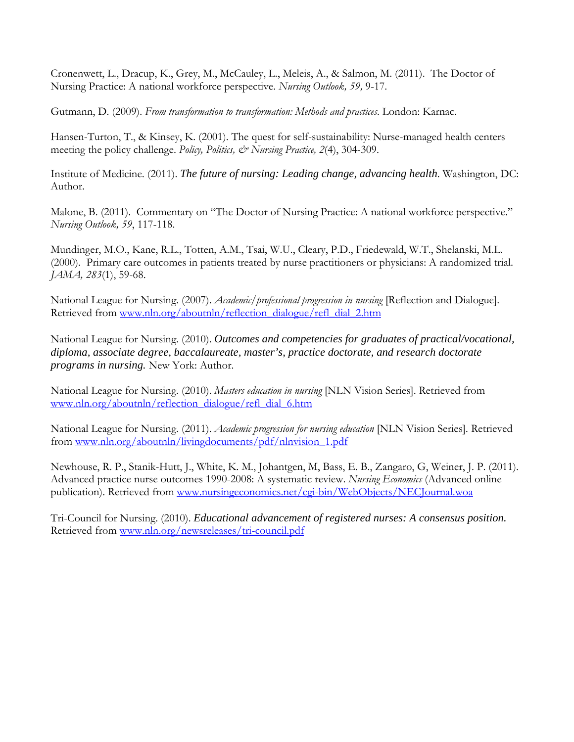Cronenwett, L., Dracup, K., Grey, M., McCauley, L., Meleis, A., & Salmon, M. (2011). The Doctor of Nursing Practice: A national workforce perspective. *Nursing Outlook, 59,* 9-17.

Gutmann, D. (2009). *From transformation to transformation: Methods and practices.* London: Karnac.

Hansen-Turton, T., & Kinsey, K. (2001). The quest for self-sustainability: Nurse-managed health centers meeting the policy challenge. *Policy, Politics, & Nursing Practice, 2*(4), 304-309.

Institute of Medicine. (2011). *The future of nursing: Leading change, advancing health.* Washington, DC: Author.

Malone, B. (2011). Commentary on "The Doctor of Nursing Practice: A national workforce perspective." *Nursing Outlook, 59*, 117-118.

Mundinger, M.O., Kane, R.L., Totten, A.M., Tsai, W.U., Cleary, P.D., Friedewald, W.T., Shelanski, M.L. (2000). Primary care outcomes in patients treated by nurse practitioners or physicians: A randomized trial. *JAMA, 283*(1), 59-68.

National League for Nursing. (2007). *Academic/professional progression in nursing* [Reflection and Dialogue]. Retrieved from www.nln.org/aboutnln/reflection_dialogue/refl_dial_2.htm

National League for Nursing. (2010). ***Outcomes and competencies for graduates of practical/vocational, diploma, associate degree, baccalaureate, master's, practice doctorate, and research doctorate programs in nursing.*** New York: Author.

National League for Nursing. (2010). *Masters education in nursing* [NLN Vision Series]. Retrieved from www.nln.org/aboutnln/reflection_dialogue/refl_dial_6.htm

National League for Nursing. (2011). *Academic progression for nursing education* [NLN Vision Series]. Retrieved from www.nln.org/aboutnln/livingdocuments/pdf/nlnvision_1.pdf

Newhouse, R. P., Stanik-Hutt, J., White, K. M., Johantgen, M, Bass, E. B., Zangaro, G, Weiner, J. P. (2011). Advanced practice nurse outcomes 1990-2008: A systematic review. *Nursing Economics* (Advanced online publication). Retrieved from www.nursingeconomics.net/cgi-bin/WebObjects/NECJournal.woa

Tri-Council for Nursing. (2010). *Educational advancement of registered nurses: A consensus position.* Retrieved from www.nln.org/newsreleases/tri-council.pdf